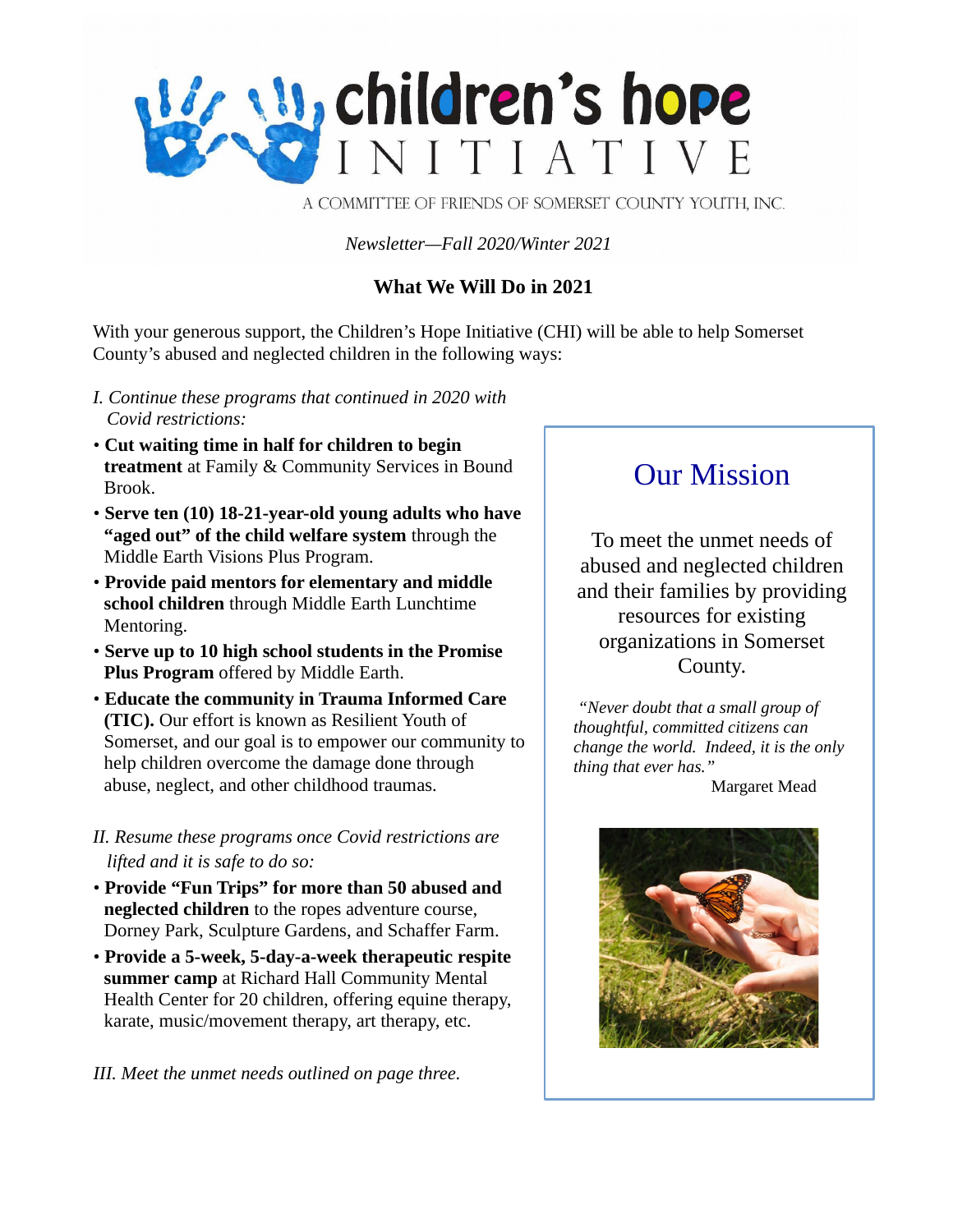# children's hope INITIATIVE

A COMMITTEE OF FRIENDS OF SOMERSET COUNTY YOUTH, INC.

*Newsletter—Fall 2020/Winter 2021*

## What We Will Do in 2021

With your generous support, the Children's Hope Initiative (CHI) will be able to help Somerset County's abused and neglected children in the following ways:

*I. Continue these programs that continued in 2020 with Covid restrictions:*

- **Cut waiting time in half for children to begin treatment** at Family & Community Services in Bound Brook.
- **Serve ten (10) 18-21-year-old young adults who have "aged out" of the child welfare system** through the Middle Earth Visions Plus Program.
- **Provide paid mentors for elementary and middle school children** through Middle Earth Lunchtime Mentoring.
- **Serve up to 10 high school students in the Promise Plus Program** offered by Middle Earth.
- **Educate the community in Trauma Informed Care (TIC).** Our effort is known as Resilient Youth of Somerset, and our goal is to empower our community to help children overcome the damage done through abuse, neglect, and other childhood traumas.

*II. Resume these programs once Covid restrictions are lifted and it is safe to do so:*

- **Provide "Fun Trips" for more than 50 abused and neglected children** to the ropes adventure course, Dorney Park, Sculpture Gardens, and Schaffer Farm.
- **Provide a 5-week, 5-day-a-week therapeutic respite summer camp** at Richard Hall Community Mental Health Center for 20 children, offering equine therapy, karate, music/movement therapy, art therapy, etc.

*III. Meet the unmet needs outlined on page three.*

## Our Mission

To meet the unmet needs of abused and neglected children and their families by providing resources for existing organizations in Somerset County.

*"Never doubt that a small group of thoughtful, committed citizens can change the world. Indeed, it is the only thing that ever has."*

Margaret Mead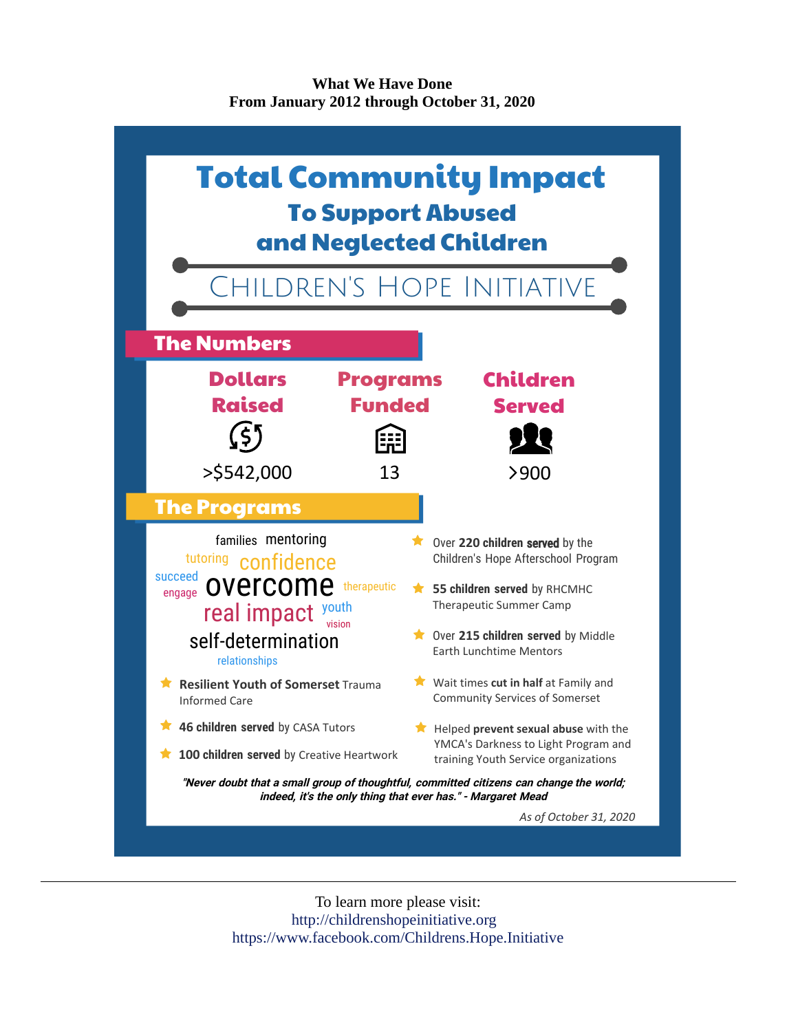**What We Have Done**
**From January 2012 through October 31, 2020**

# Total Community Impact

## To Support Abused and Neglected Children

## CHILDREN'S HOPE INITIATIVE

### The Numbers

| Dollars Raised | Programs Funded | Children Served |
|---|---|---|
| >$542,000 | 13 | >900 |

### The Programs

families mentoring tutoring confidence succeed engage overcome therapeutic real impact youth vision self-determination relationships

- **Resilient Youth of Somerset** Trauma Informed Care
- **46 children served** by CASA Tutors
- **100 children served** by Creative Heartwork
- Over **220 children served** by the Children's Hope Afterschool Program
- **55 children served** by RHCMHC Therapeutic Summer Camp
- Over **215 children served** by Middle Earth Lunchtime Mentors
- Wait times **cut in half** at Family and Community Services of Somerset
- Helped **prevent sexual abuse** with the YMCA's Darkness to Light Program and training Youth Service organizations

***"Never doubt that a small group of thoughtful, committed citizens can change the world; indeed, it's the only thing that ever has." - Margaret Mead***

*As of October 31, 2020*

---

To learn more please visit:
http://childrenshopeinitiative.org
https://www.facebook.com/Childrens.Hope.Initiative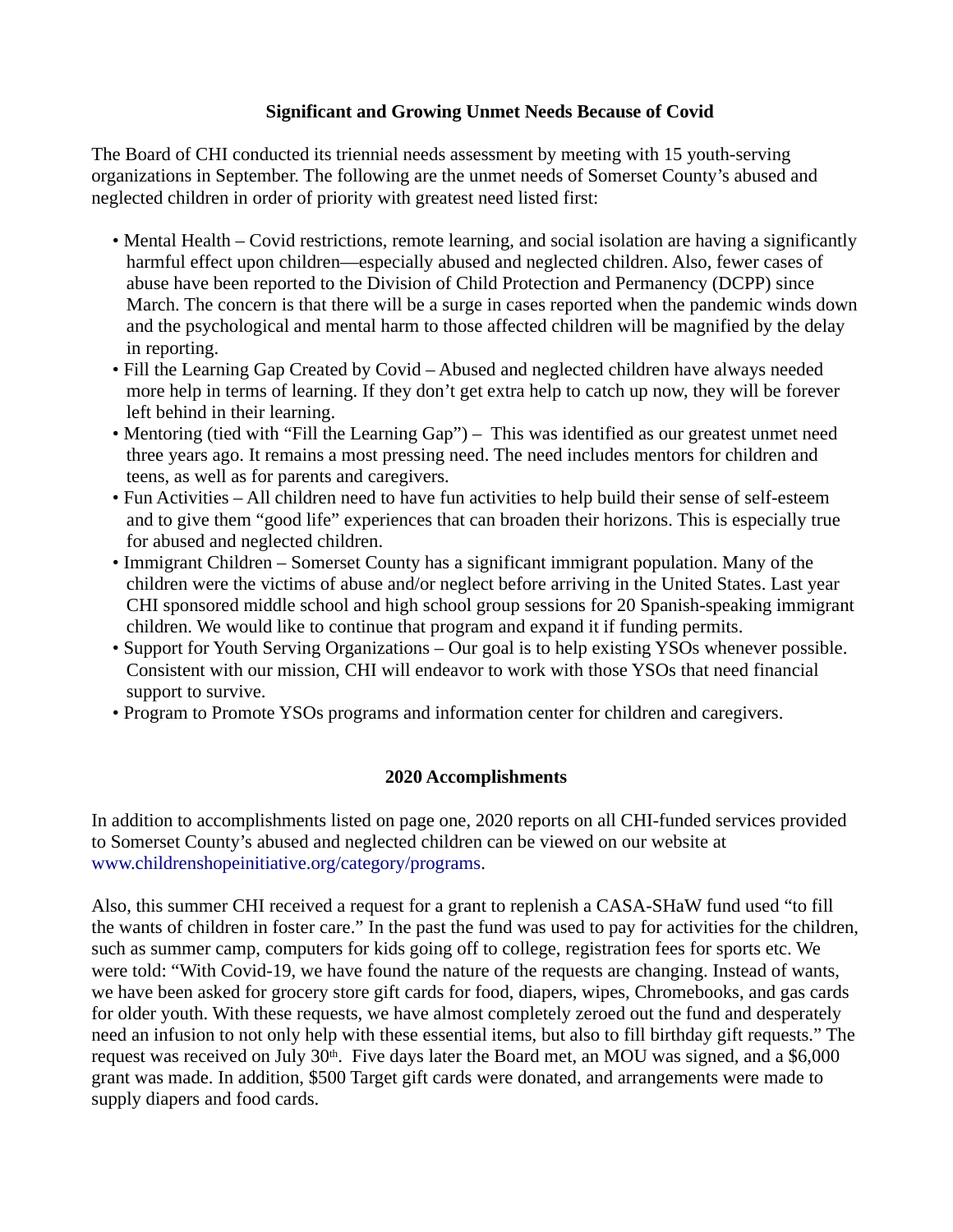## Significant and Growing Unmet Needs Because of Covid

The Board of CHI conducted its triennial needs assessment by meeting with 15 youth-serving organizations in September. The following are the unmet needs of Somerset County's abused and neglected children in order of priority with greatest need listed first:

- Mental Health – Covid restrictions, remote learning, and social isolation are having a significantly harmful effect upon children—especially abused and neglected children. Also, fewer cases of abuse have been reported to the Division of Child Protection and Permanency (DCPP) since March. The concern is that there will be a surge in cases reported when the pandemic winds down and the psychological and mental harm to those affected children will be magnified by the delay in reporting.
- Fill the Learning Gap Created by Covid – Abused and neglected children have always needed more help in terms of learning. If they don't get extra help to catch up now, they will be forever left behind in their learning.
- Mentoring (tied with "Fill the Learning Gap") – This was identified as our greatest unmet need three years ago. It remains a most pressing need. The need includes mentors for children and teens, as well as for parents and caregivers.
- Fun Activities – All children need to have fun activities to help build their sense of self-esteem and to give them "good life" experiences that can broaden their horizons. This is especially true for abused and neglected children.
- Immigrant Children – Somerset County has a significant immigrant population. Many of the children were the victims of abuse and/or neglect before arriving in the United States. Last year CHI sponsored middle school and high school group sessions for 20 Spanish-speaking immigrant children. We would like to continue that program and expand it if funding permits.
- Support for Youth Serving Organizations – Our goal is to help existing YSOs whenever possible. Consistent with our mission, CHI will endeavor to work with those YSOs that need financial support to survive.
- Program to Promote YSOs programs and information center for children and caregivers.

## 2020 Accomplishments

In addition to accomplishments listed on page one, 2020 reports on all CHI-funded services provided to Somerset County's abused and neglected children can be viewed on our website at www.childrenshopeinitiative.org/category/programs.

Also, this summer CHI received a request for a grant to replenish a CASA-SHaW fund used "to fill the wants of children in foster care." In the past the fund was used to pay for activities for the children, such as summer camp, computers for kids going off to college, registration fees for sports etc. We were told: "With Covid-19, we have found the nature of the requests are changing. Instead of wants, we have been asked for grocery store gift cards for food, diapers, wipes, Chromebooks, and gas cards for older youth. With these requests, we have almost completely zeroed out the fund and desperately need an infusion to not only help with these essential items, but also to fill birthday gift requests." The request was received on July 30th. Five days later the Board met, an MOU was signed, and a $6,000 grant was made. In addition, $500 Target gift cards were donated, and arrangements were made to supply diapers and food cards.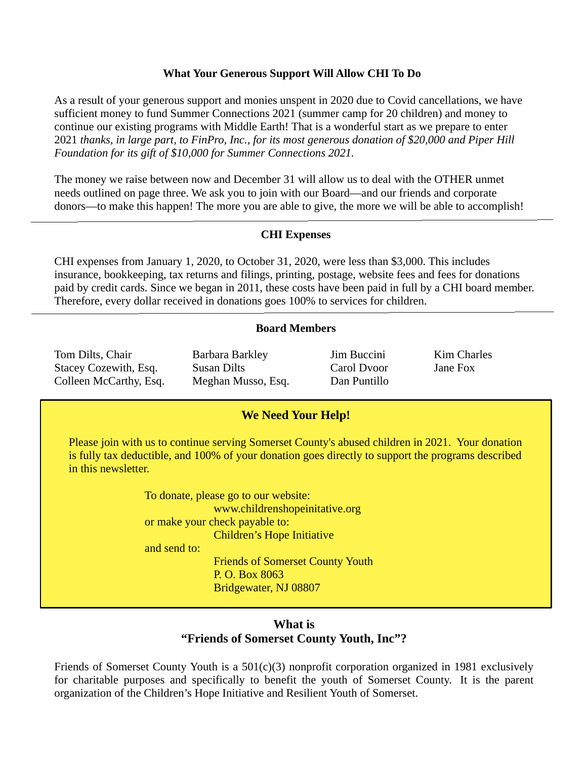## What Your Generous Support Will Allow CHI To Do

As a result of your generous support and monies unspent in 2020 due to Covid cancellations, we have sufficient money to fund Summer Connections 2021 (summer camp for 20 children) and money to continue our existing programs with Middle Earth! That is a wonderful start as we prepare to enter 2021 *thanks, in large part, to FinPro, Inc., for its most generous donation of $20,000 and Piper Hill Foundation for its gift of $10,000 for Summer Connections 2021.*

The money we raise between now and December 31 will allow us to deal with the OTHER unmet needs outlined on page three. We ask you to join with our Board—and our friends and corporate donors—to make this happen! The more you are able to give, the more we will be able to accomplish!

---

## CHI Expenses

CHI expenses from January 1, 2020, to October 31, 2020, were less than $3,000. This includes insurance, bookkeeping, tax returns and filings, printing, postage, website fees and fees for donations paid by credit cards. Since we began in 2011, these costs have been paid in full by a CHI board member. Therefore, every dollar received in donations goes 100% to services for children.

---

## Board Members

| | | | |
|---|---|---|---|
| Tom Dilts, Chair | Barbara Barkley | Jim Buccini | Kim Charles |
| Stacey Cozewith, Esq. | Susan Dilts | Carol Dvoor | Jane Fox |
| Colleen McCarthy, Esq. | Meghan Musso, Esq. | Dan Puntillo | |

## We Need Your Help!

Please join with us to continue serving Somerset County's abused children in 2021. Your donation is fully tax deductible, and 100% of your donation goes directly to support the programs described in this newsletter.

To donate, please go to our website:
www.childrenshopeinitative.org
or make your check payable to:
Children's Hope Initiative
and send to:
Friends of Somerset County Youth
P. O. Box 8063
Bridgewater, NJ 08807

## What is "Friends of Somerset County Youth, Inc"?

Friends of Somerset County Youth is a 501(c)(3) nonprofit corporation organized in 1981 exclusively for charitable purposes and specifically to benefit the youth of Somerset County. It is the parent organization of the Children's Hope Initiative and Resilient Youth of Somerset.